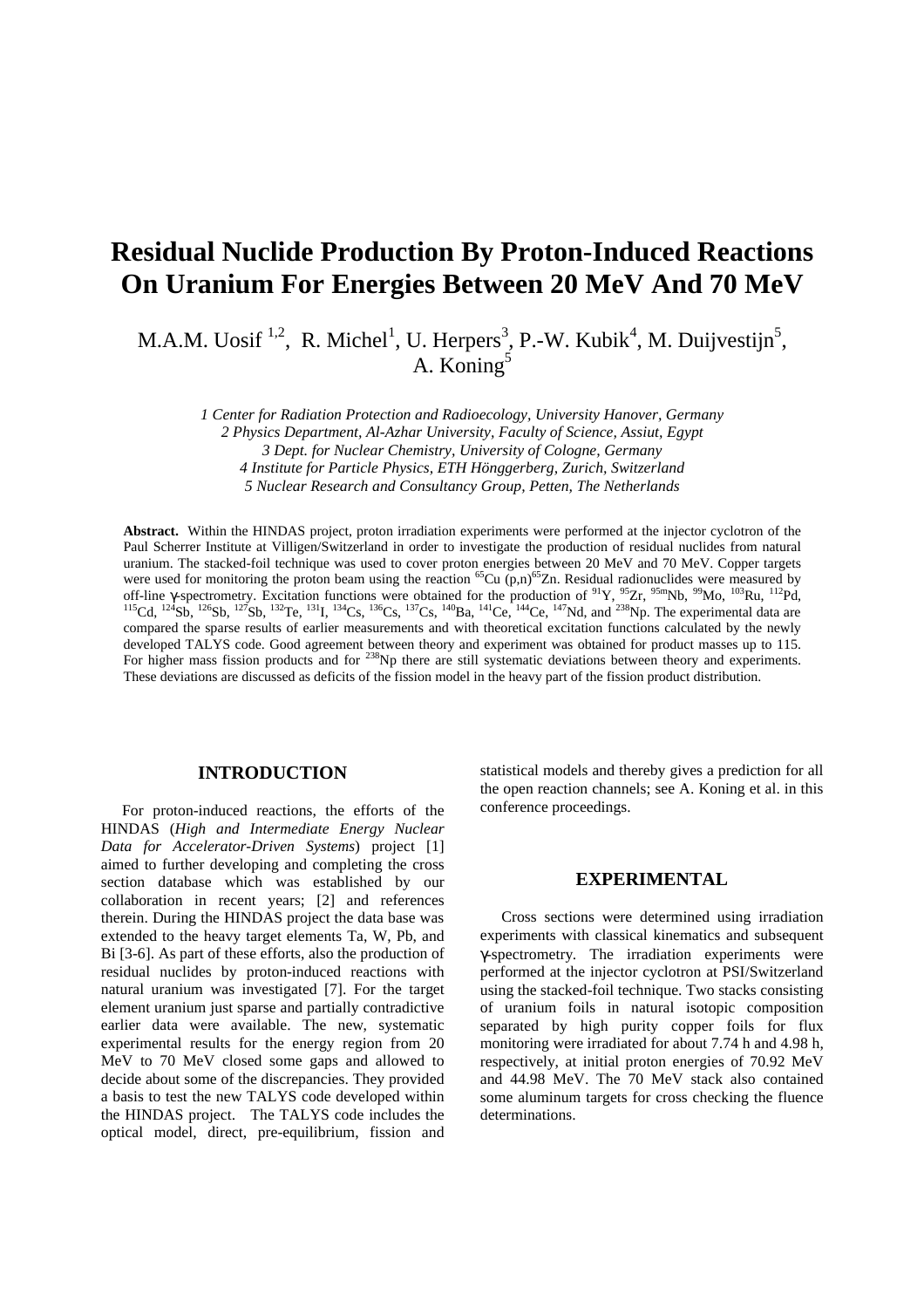# Residual Nuclide Production By Proton-Induced Reactions On Uranium For Energies Between 20 MeV And 70 MeV

M.A.M. Uosif [1,2], R. Michel[1], U. Herpers[3], P.-W. Kubik[4], M. Duijvestijn[5], A. Koning[5]

*1 Center for Radiation Protection and Radioecology, University Hanover, Germany*
*2 Physics Department, Al-Azhar University, Faculty of Science, Assiut, Egypt*
*3 Dept. for Nuclear Chemistry, University of Cologne, Germany*
*4 Institute for Particle Physics, ETH Hönggerberg, Zurich, Switzerland*
*5 Nuclear Research and Consultancy Group, Petten, The Netherlands*

**Abstract.** Within the HINDAS project, proton irradiation experiments were performed at the injector cyclotron of the Paul Scherrer Institute at Villigen/Switzerland in order to investigate the production of residual nuclides from natural uranium. The stacked-foil technique was used to cover proton energies between 20 MeV and 70 MeV. Copper targets were used for monitoring the proton beam using the reaction $^{65}$Cu (p,n)$^{65}$Zn. Residual radionuclides were measured by off-line γ-spectrometry. Excitation functions were obtained for the production of $^{91}$Y, $^{95}$Zr, $^{95m}$Nb, $^{99}$Mo, $^{103}$Ru, $^{112}$Pd, $^{115}$Cd, $^{124}$Sb, $^{126}$Sb, $^{127}$Sb, $^{132}$Te, $^{131}$I, $^{134}$Cs, $^{136}$Cs, $^{137}$Cs, $^{140}$Ba, $^{141}$Ce, $^{144}$Ce, $^{147}$Nd, and $^{238}$Np. The experimental data are compared the sparse results of earlier measurements and with theoretical excitation functions calculated by the newly developed TALYS code. Good agreement between theory and experiment was obtained for product masses up to 115. For higher mass fission products and for $^{238}$Np there are still systematic deviations between theory and experiments. These deviations are discussed as deficits of the fission model in the heavy part of the fission product distribution.

## INTRODUCTION

For proton-induced reactions, the efforts of the HINDAS (*High and Intermediate Energy Nuclear Data for Accelerator-Driven Systems*) project [1] aimed to further developing and completing the cross section database which was established by our collaboration in recent years; [2] and references therein. During the HINDAS project the data base was extended to the heavy target elements Ta, W, Pb, and Bi [3-6]. As part of these efforts, also the production of residual nuclides by proton-induced reactions with natural uranium was investigated [7]. For the target element uranium just sparse and partially contradictive earlier data were available. The new, systematic experimental results for the energy region from 20 MeV to 70 MeV closed some gaps and allowed to decide about some of the discrepancies. They provided a basis to test the new TALYS code developed within the HINDAS project. The TALYS code includes the optical model, direct, pre-equilibrium, fission and statistical models and thereby gives a prediction for all the open reaction channels; see A. Koning et al. in this conference proceedings.

## EXPERIMENTAL

Cross sections were determined using irradiation experiments with classical kinematics and subsequent γ-spectrometry. The irradiation experiments were performed at the injector cyclotron at PSI/Switzerland using the stacked-foil technique. Two stacks consisting of uranium foils in natural isotopic composition separated by high purity copper foils for flux monitoring were irradiated for about 7.74 h and 4.98 h, respectively, at initial proton energies of 70.92 MeV and 44.98 MeV. The 70 MeV stack also contained some aluminum targets for cross checking the fluence determinations.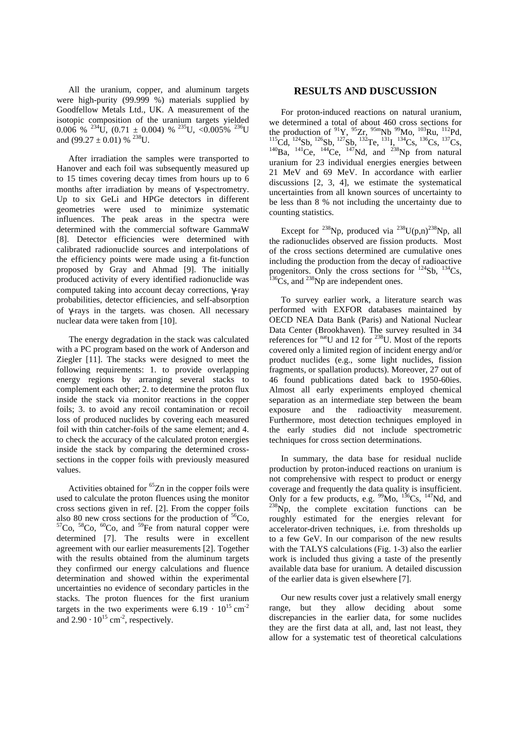All the uranium, copper, and aluminum targets were high-purity (99.999 %) materials supplied by Goodfellow Metals Ltd., UK. A measurement of the isotopic composition of the uranium targets yielded 0.006 % $^{234}$U, (0.71 ± 0.004) % $^{235}$U, <0.005% $^{236}$U and (99.27 ± 0.01) % $^{238}$U.

After irradiation the samples were transported to Hanover and each foil was subsequently measured up to 15 times covering decay times from hours up to 6 months after irradiation by means of γ-spectrometry. Up to six GeLi and HPGe detectors in different geometries were used to minimize systematic influences. The peak areas in the spectra were determined with the commercial software GammaW [8]. Detector efficiencies were determined with calibrated radionuclide sources and interpolations of the efficiency points were made using a fit-function proposed by Gray and Ahmad [9]. The initially produced activity of every identified radionuclide was computed taking into account decay corrections, γ-ray probabilities, detector efficiencies, and self-absorption of γ-rays in the targets. was chosen. All necessary nuclear data were taken from [10].

The energy degradation in the stack was calculated with a PC program based on the work of Anderson and Ziegler [11]. The stacks were designed to meet the following requirements: 1. to provide overlapping energy regions by arranging several stacks to complement each other; 2. to determine the proton flux inside the stack via monitor reactions in the copper foils; 3. to avoid any recoil contamination or recoil loss of produced nuclides by covering each measured foil with thin catcher-foils of the same element; and 4. to check the accuracy of the calculated proton energies inside the stack by comparing the determined cross-sections in the copper foils with previously measured values.

Activities obtained for $^{65}$Zn in the copper foils were used to calculate the proton fluences using the monitor cross sections given in ref. [2]. From the copper foils also 80 new cross sections for the production of $^{56}$Co, $^{57}$Co, $^{58}$Co, $^{60}$Co, and $^{59}$Fe from natural copper were determined [7]. The results were in excellent agreement with our earlier measurements [2]. Together with the results obtained from the aluminum targets they confirmed our energy calculations and fluence determination and showed within the experimental uncertainties no evidence of secondary particles in the stacks. The proton fluences for the first uranium targets in the two experiments were $6.19 \cdot 10^{15}$ cm$^{-2}$ and $2.90 \cdot 10^{15}$ cm$^{-2}$, respectively.

## RESULTS AND DUSCUSSION

For proton-induced reactions on natural uranium, we determined a total of about 460 cross sections for the production of $^{91}$Y, $^{95}$Zr, $^{95m}$Nb $^{99}$Mo, $^{103}$Ru, $^{112}$Pd, $^{115}$Cd, $^{124}$Sb, $^{126}$Sb, $^{127}$Sb, $^{132}$Te, $^{131}$I, $^{134}$Cs, $^{136}$Cs, $^{137}$Cs, $^{140}$Ba, $^{141}$Ce, $^{144}$Ce, $^{147}$Nd, and $^{238}$Np from natural uranium for 23 individual energies energies between 21 MeV and 69 MeV. In accordance with earlier discussions [2, 3, 4], we estimate the systematical uncertainties from all known sources of uncertainty to be less than 8 % not including the uncertainty due to counting statistics.

Except for $^{238}$Np, produced via $^{238}$U(p,n)$^{238}$Np, all the radionuclides observed are fission products. Most of the cross sections determined are cumulative ones including the production from the decay of radioactive progenitors. Only the cross sections for $^{124}$Sb, $^{134}$Cs, $^{136}$Cs, and $^{238}$Np are independent ones.

To survey earlier work, a literature search was performed with EXFOR databases maintained by OECD NEA Data Bank (Paris) and National Nuclear Data Center (Brookhaven). The survey resulted in 34 references for $^{nat}$U and 12 for $^{238}$U. Most of the reports covered only a limited region of incident energy and/or product nuclides (e.g., some light nuclides, fission fragments, or spallation products). Moreover, 27 out of 46 found publications dated back to 1950-60ies. Almost all early experiments employed chemical separation as an intermediate step between the beam exposure and the radioactivity measurement. Furthermore, most detection techniques employed in the early studies did not include spectrometric techniques for cross section determinations.

In summary, the data base for residual nuclide production by proton-induced reactions on uranium is not comprehensive with respect to product or energy coverage and frequently the data quality is insufficient. Only for a few products, e.g. $^{99}$Mo, $^{136}$Cs, $^{147}$Nd, and $^{238}$Np, the complete excitation functions can be roughly estimated for the energies relevant for accelerator-driven techniques, i.e. from thresholds up to a few GeV. In our comparison of the new results with the TALYS calculations (Fig. 1-3) also the earlier work is included thus giving a taste of the presently available data base for uranium. A detailed discussion of the earlier data is given elsewhere [7].

Our new results cover just a relatively small energy range, but they allow deciding about some discrepancies in the earlier data, for some nuclides they are the first data at all, and, last not least, they allow for a systematic test of theoretical calculations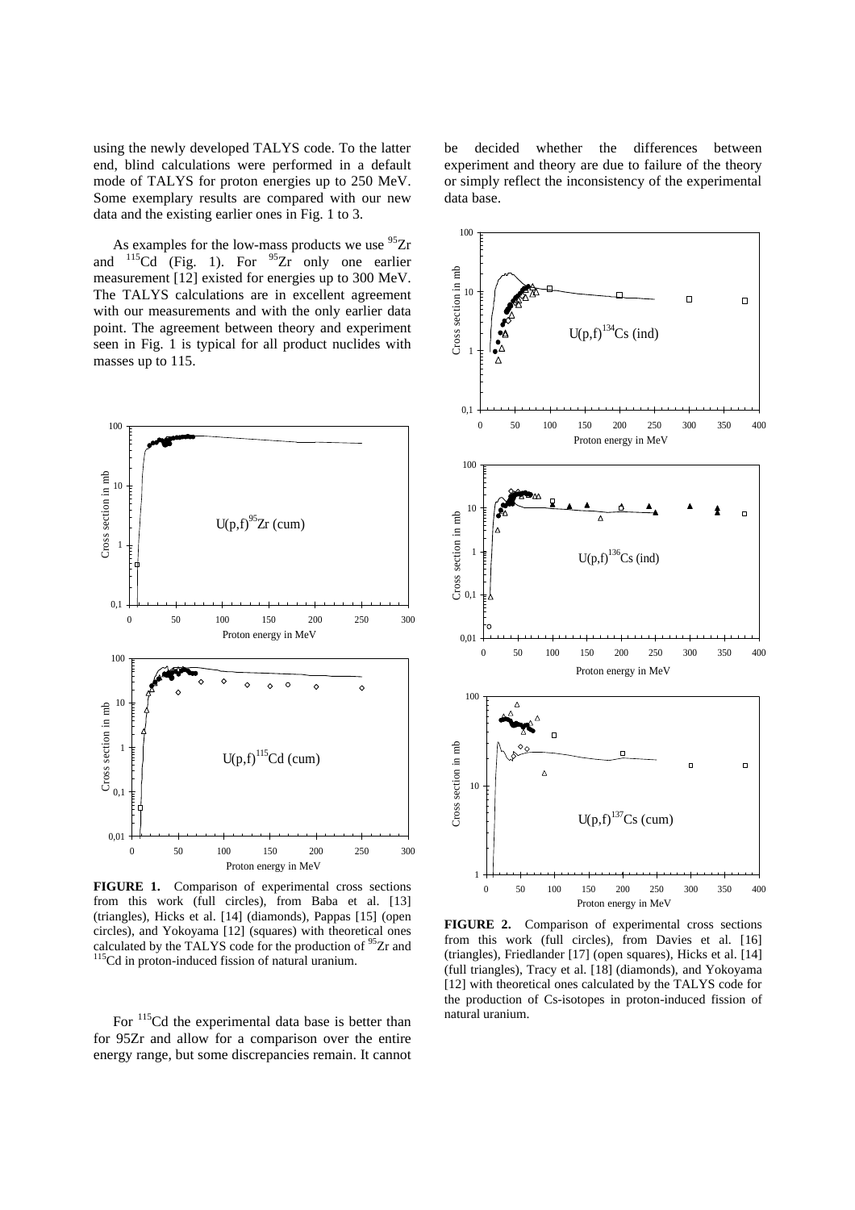using the newly developed TALYS code. To the latter end, blind calculations were performed in a default mode of TALYS for proton energies up to 250 MeV. Some exemplary results are compared with our new data and the existing earlier ones in Fig. 1 to 3.

As examples for the low-mass products we use $^{95}$Zr and $^{115}$Cd (Fig. 1). For $^{95}$Zr only one earlier measurement [12] existed for energies up to 300 MeV. The TALYS calculations are in excellent agreement with our measurements and with the only earlier data point. The agreement between theory and experiment seen in Fig. 1 is typical for all product nuclides with masses up to 115.

**FIGURE 1.** Comparison of experimental cross sections from this work (full circles), from Baba et al. [13] (triangles), Hicks et al. [14] (diamonds), Pappas [15] (open circles), and Yokoyama [12] (squares) with theoretical ones calculated by the TALYS code for the production of $^{95}$Zr and $^{115}$Cd in proton-induced fission of natural uranium.

For $^{115}$Cd the experimental data base is better than for 95Zr and allow for a comparison over the entire energy range, but some discrepancies remain. It cannot be decided whether the differences between experiment and theory are due to failure of the theory or simply reflect the inconsistency of the experimental data base.

**FIGURE 2.** Comparison of experimental cross sections from this work (full circles), from Davies et al. [16] (triangles), Friedlander [17] (open squares), Hicks et al. [14] (full triangles), Tracy et al. [18] (diamonds), and Yokoyama [12] with theoretical ones calculated by the TALYS code for the production of Cs-isotopes in proton-induced fission of natural uranium.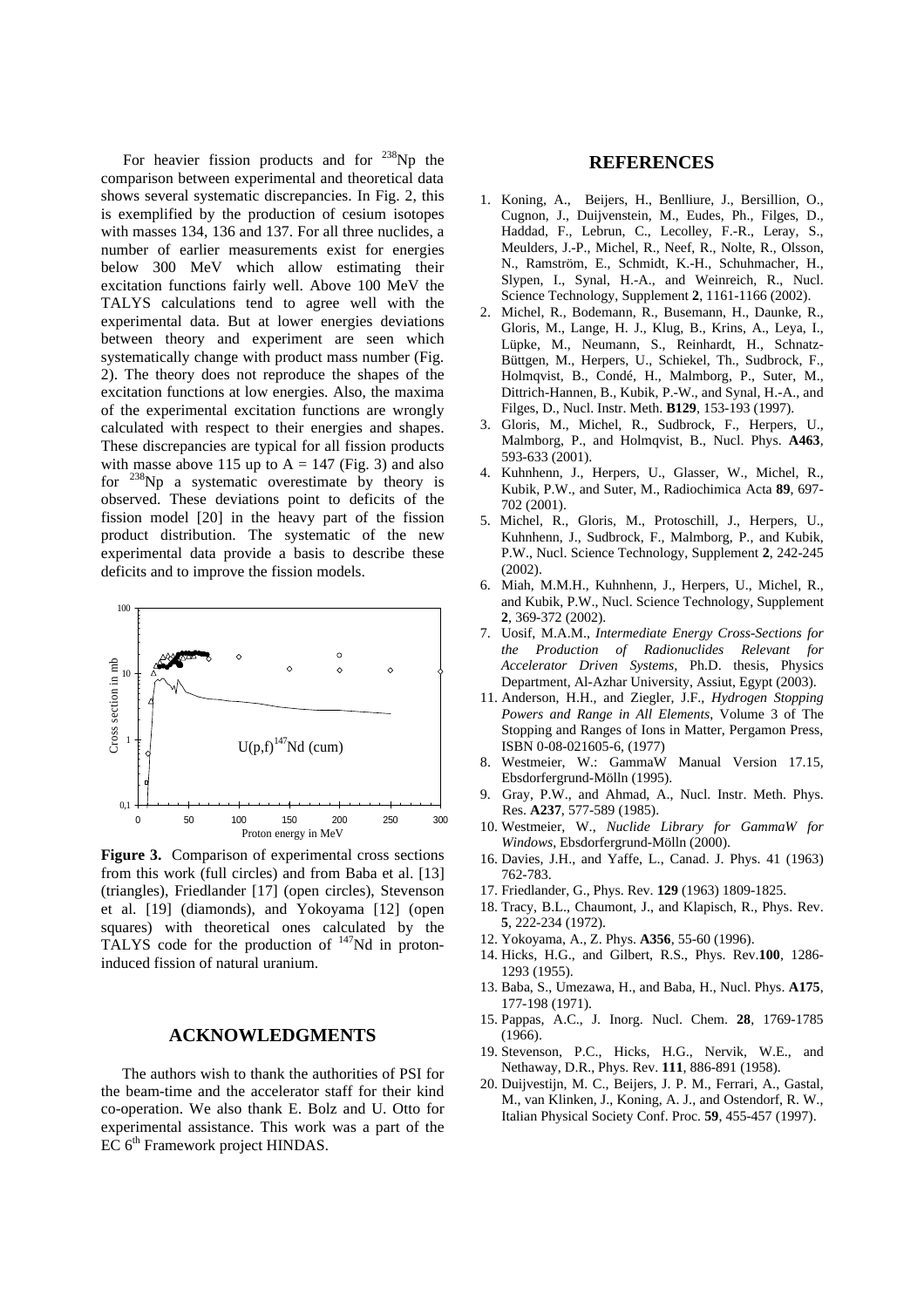For heavier fission products and for $^{238}Np$ the comparison between experimental and theoretical data shows several systematic discrepancies. In Fig. 2, this is exemplified by the production of cesium isotopes with masses 134, 136 and 137. For all three nuclides, a number of earlier measurements exist for energies below 300 MeV which allow estimating their excitation functions fairly well. Above 100 MeV the TALYS calculations tend to agree well with the experimental data. But at lower energies deviations between theory and experiment are seen which systematically change with product mass number (Fig. 2). The theory does not reproduce the shapes of the excitation functions at low energies. Also, the maxima of the experimental excitation functions are wrongly calculated with respect to their energies and shapes. These discrepancies are typical for all fission products with masse above 115 up to $A = 147$ (Fig. 3) and also for $^{238}Np$ a systematic overestimate by theory is observed. These deviations point to deficits of the fission model [20] in the heavy part of the fission product distribution. The systematic of the new experimental data provide a basis to describe these deficits and to improve the fission models.

100
10
1
0,1
Cross section in mb
$U(p,f)^{147}Nd$ (cum)
0 50 100 150 200 250 300
Proton energy in MeV

**Figure 3.** Comparison of experimental cross sections from this work (full circles) and from Baba et al. [13] (triangles), Friedlander [17] (open circles), Stevenson et al. [19] (diamonds), and Yokoyama [12] (open squares) with theoretical ones calculated by the TALYS code for the production of $^{147}Nd$ in proton-induced fission of natural uranium.

## ACKNOWLEDGMENTS

The authors wish to thank the authorities of PSI for the beam-time and the accelerator staff for their kind co-operation. We also thank E. Bolz and U. Otto for experimental assistance. This work was a part of the EC 6[th] Framework project HINDAS.

## REFERENCES

1. Koning, A., Beijers, H., Benlliure, J., Bersillion, O., Cugnon, J., Duijvenstein, M., Eudes, Ph., Filges, D., Haddad, F., Lebrun, C., Lecolley, F.-R., Leray, S., Meulders, J.-P., Michel, R., Neef, R., Nolte, R., Olsson, N., Ramström, E., Schmidt, K.-H., Schuhmacher, H., Slypen, I., Synal, H.-A., and Weinreich, R., Nucl. Science Technology, Supplement **2**, 1161-1166 (2002).
2. Michel, R., Bodemann, R., Busemann, H., Daunke, R., Gloris, M., Lange, H. J., Klug, B., Krins, A., Leya, I., Lüpke, M., Neumann, S., Reinhardt, H., Schnatz-Büttgen, M., Herpers, U., Schiekel, Th., Sudbrock, F., Holmqvist, B., Condé, H., Malmborg, P., Suter, M., Dittrich-Hannen, B., Kubik, P.-W., and Synal, H.-A., and Filges, D., Nucl. Instr. Meth. **B129**, 153-193 (1997).
3. Gloris, M., Michel, R., Sudbrock, F., Herpers, U., Malmborg, P., and Holmqvist, B., Nucl. Phys. **A463**, 593-633 (2001).
4. Kuhnhenn, J., Herpers, U., Glasser, W., Michel, R., Kubik, P.W., and Suter, M., Radiochimica Acta **89**, 697-702 (2001).
5. Michel, R., Gloris, M., Protoschill, J., Herpers, U., Kuhnhenn, J., Sudbrock, F., Malmborg, P., and Kubik, P.W., Nucl. Science Technology, Supplement **2**, 242-245 (2002).
6. Miah, M.M.H., Kuhnhenn, J., Herpers, U., Michel, R., and Kubik, P.W., Nucl. Science Technology, Supplement **2**, 369-372 (2002).
7. Uosif, M.A.M., *Intermediate Energy Cross-Sections for the Production of Radionuclides Relevant for Accelerator Driven Systems*, Ph.D. thesis, Physics Department, Al-Azhar University, Assiut, Egypt (2003).
11. Anderson, H.H., and Ziegler, J.F., *Hydrogen Stopping Powers and Range in All Elements*, Volume 3 of The Stopping and Ranges of Ions in Matter, Pergamon Press, ISBN 0-08-021605-6, (1977)
8. Westmeier, W.: GammaW Manual Version 17.15, Ebsdorfergrund-Mölln (1995).
9. Gray, P.W., and Ahmad, A., Nucl. Instr. Meth. Phys. Res. **A237**, 577-589 (1985).
10. Westmeier, W., *Nuclide Library for GammaW for Windows*, Ebsdorfergrund-Mölln (2000).
16. Davies, J.H., and Yaffe, L., Canad. J. Phys. 41 (1963) 762-783.
17. Friedlander, G., Phys. Rev. **129** (1963) 1809-1825.
18. Tracy, B.L., Chaumont, J., and Klapisch, R., Phys. Rev. **5**, 222-234 (1972).
12. Yokoyama, A., Z. Phys. **A356**, 55-60 (1996).
14. Hicks, H.G., and Gilbert, R.S., Phys. Rev.**100**, 1286-1293 (1955).
13. Baba, S., Umezawa, H., and Baba, H., Nucl. Phys. **A175**, 177-198 (1971).
15. Pappas, A.C., J. Inorg. Nucl. Chem. **28**, 1769-1785 (1966).
19. Stevenson, P.C., Hicks, H.G., Nervik, W.E., and Nethaway, D.R., Phys. Rev. **111**, 886-891 (1958).
20. Duijvestijn, M. C., Beijers, J. P. M., Ferrari, A., Gastal, M., van Klinken, J., Koning, A. J., and Ostendorf, R. W., Italian Physical Society Conf. Proc. **59**, 455-457 (1997).